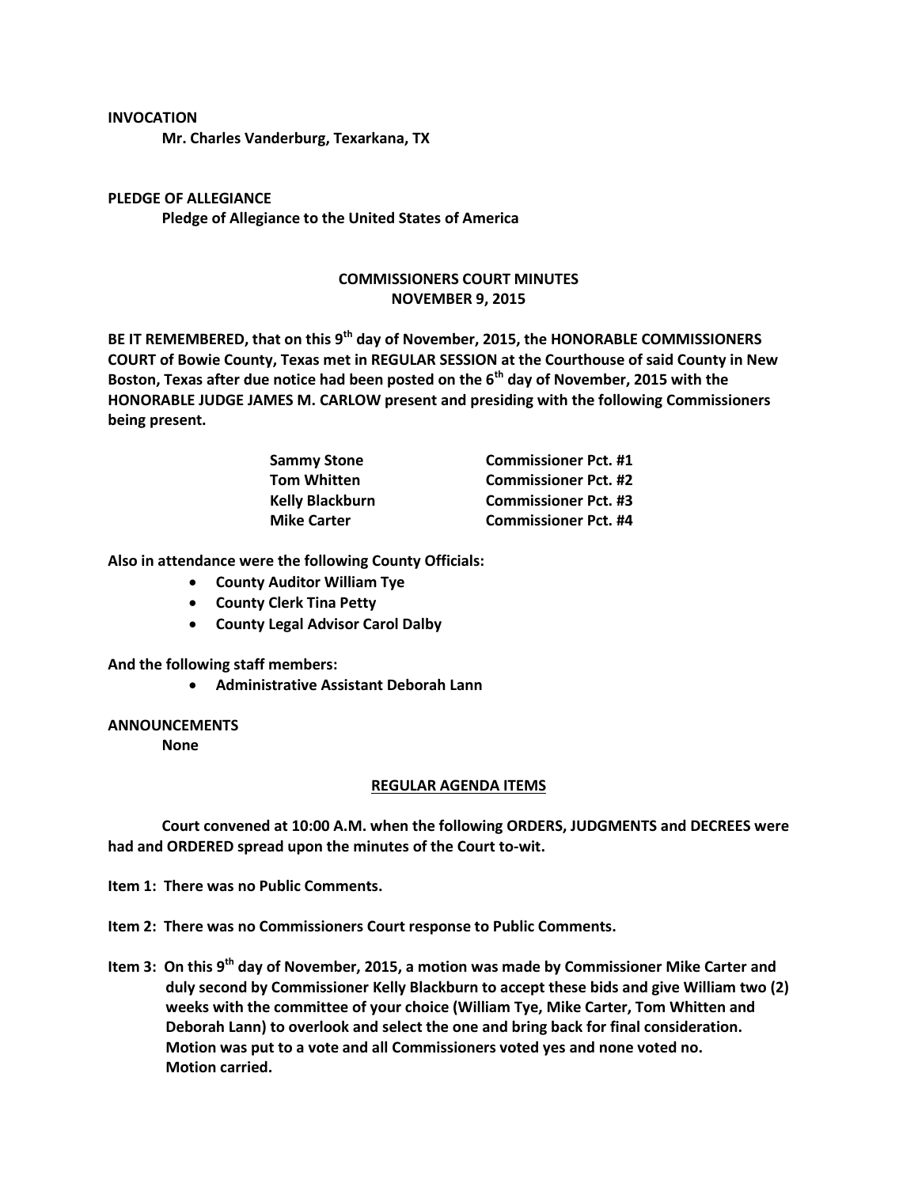**INVOCATION**

**Mr. Charles Vanderburg, Texarkana, TX**

**PLEDGE OF ALLEGIANCE**

**Pledge of Allegiance to the United States of America**

**COMMISSIONERS COURT MINUTES**
**NOVEMBER 9, 2015**

**BE IT REMEMBERED, that on this 9th day of November, 2015, the HONORABLE COMMISSIONERS COURT of Bowie County, Texas met in REGULAR SESSION at the Courthouse of said County in New Boston, Texas after due notice had been posted on the 6th day of November, 2015 with the HONORABLE JUDGE JAMES M. CARLOW present and presiding with the following Commissioners being present.**

| | |
|---|---|
| **Sammy Stone** | **Commissioner Pct. #1** |
| **Tom Whitten** | **Commissioner Pct. #2** |
| **Kelly Blackburn** | **Commissioner Pct. #3** |
| **Mike Carter** | **Commissioner Pct. #4** |

**Also in attendance were the following County Officials:**

- **County Auditor William Tye**
- **County Clerk Tina Petty**
- **County Legal Advisor Carol Dalby**

**And the following staff members:**

- **Administrative Assistant Deborah Lann**

**ANNOUNCEMENTS**

**None**

**REGULAR AGENDA ITEMS**

**Court convened at 10:00 A.M. when the following ORDERS, JUDGMENTS and DECREES were had and ORDERED spread upon the minutes of the Court to-wit.**

**Item 1: There was no Public Comments.**

**Item 2: There was no Commissioners Court response to Public Comments.**

**Item 3: On this 9th day of November, 2015, a motion was made by Commissioner Mike Carter and duly second by Commissioner Kelly Blackburn to accept these bids and give William two (2) weeks with the committee of your choice (William Tye, Mike Carter, Tom Whitten and Deborah Lann) to overlook and select the one and bring back for final consideration. Motion was put to a vote and all Commissioners voted yes and none voted no. Motion carried.**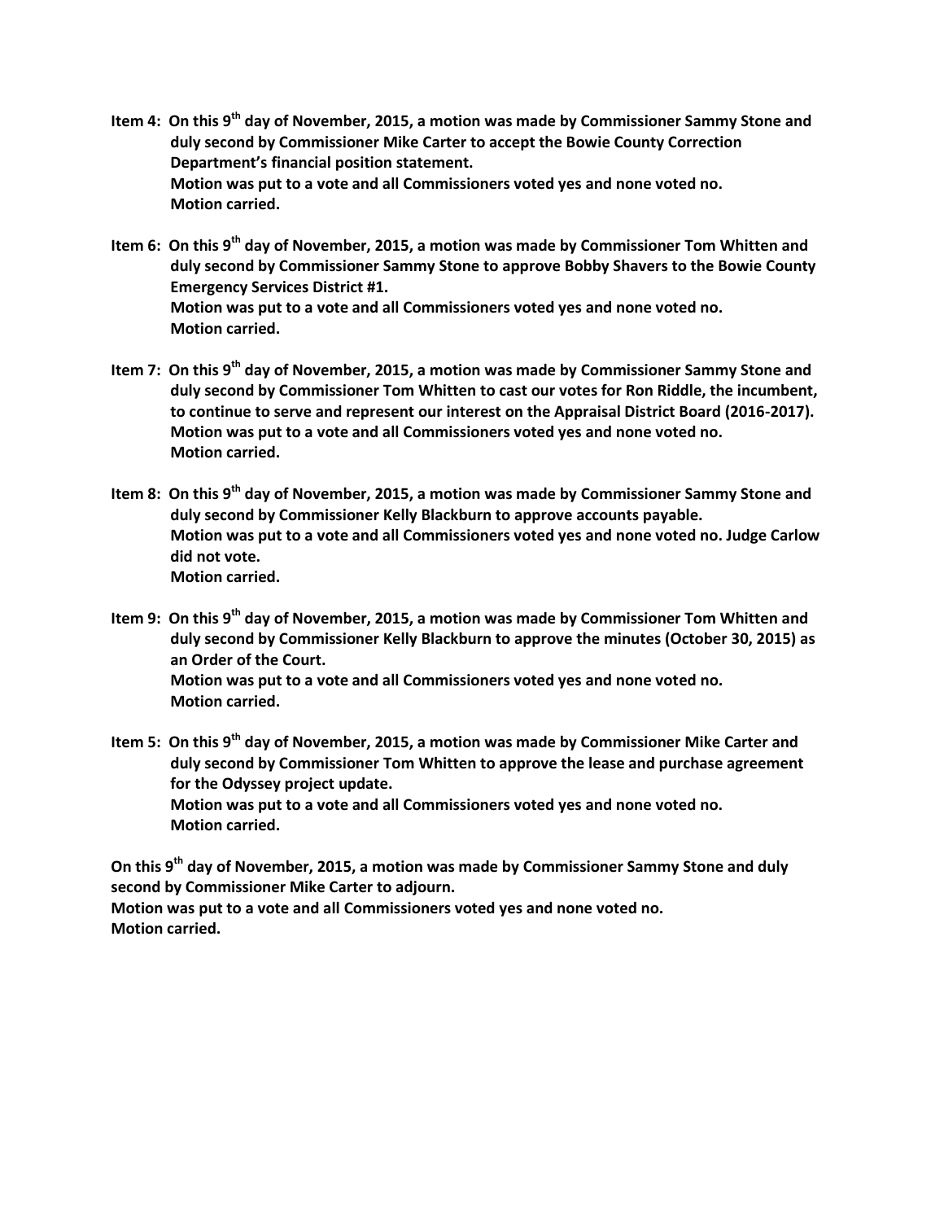**Item 4: On this 9th day of November, 2015, a motion was made by Commissioner Sammy Stone and duly second by Commissioner Mike Carter to accept the Bowie County Correction Department's financial position statement.**
**Motion was put to a vote and all Commissioners voted yes and none voted no.**
**Motion carried.**

**Item 6: On this 9th day of November, 2015, a motion was made by Commissioner Tom Whitten and duly second by Commissioner Sammy Stone to approve Bobby Shavers to the Bowie County Emergency Services District #1.**
**Motion was put to a vote and all Commissioners voted yes and none voted no.**
**Motion carried.**

**Item 7: On this 9th day of November, 2015, a motion was made by Commissioner Sammy Stone and duly second by Commissioner Tom Whitten to cast our votes for Ron Riddle, the incumbent, to continue to serve and represent our interest on the Appraisal District Board (2016-2017).**
**Motion was put to a vote and all Commissioners voted yes and none voted no.**
**Motion carried.**

**Item 8: On this 9th day of November, 2015, a motion was made by Commissioner Sammy Stone and duly second by Commissioner Kelly Blackburn to approve accounts payable.**
**Motion was put to a vote and all Commissioners voted yes and none voted no. Judge Carlow did not vote.**
**Motion carried.**

**Item 9: On this 9th day of November, 2015, a motion was made by Commissioner Tom Whitten and duly second by Commissioner Kelly Blackburn to approve the minutes (October 30, 2015) as an Order of the Court.**
**Motion was put to a vote and all Commissioners voted yes and none voted no.**
**Motion carried.**

**Item 5: On this 9th day of November, 2015, a motion was made by Commissioner Mike Carter and duly second by Commissioner Tom Whitten to approve the lease and purchase agreement for the Odyssey project update.**
**Motion was put to a vote and all Commissioners voted yes and none voted no.**
**Motion carried.**

**On this 9th day of November, 2015, a motion was made by Commissioner Sammy Stone and duly second by Commissioner Mike Carter to adjourn.**
**Motion was put to a vote and all Commissioners voted yes and none voted no.**
**Motion carried.**